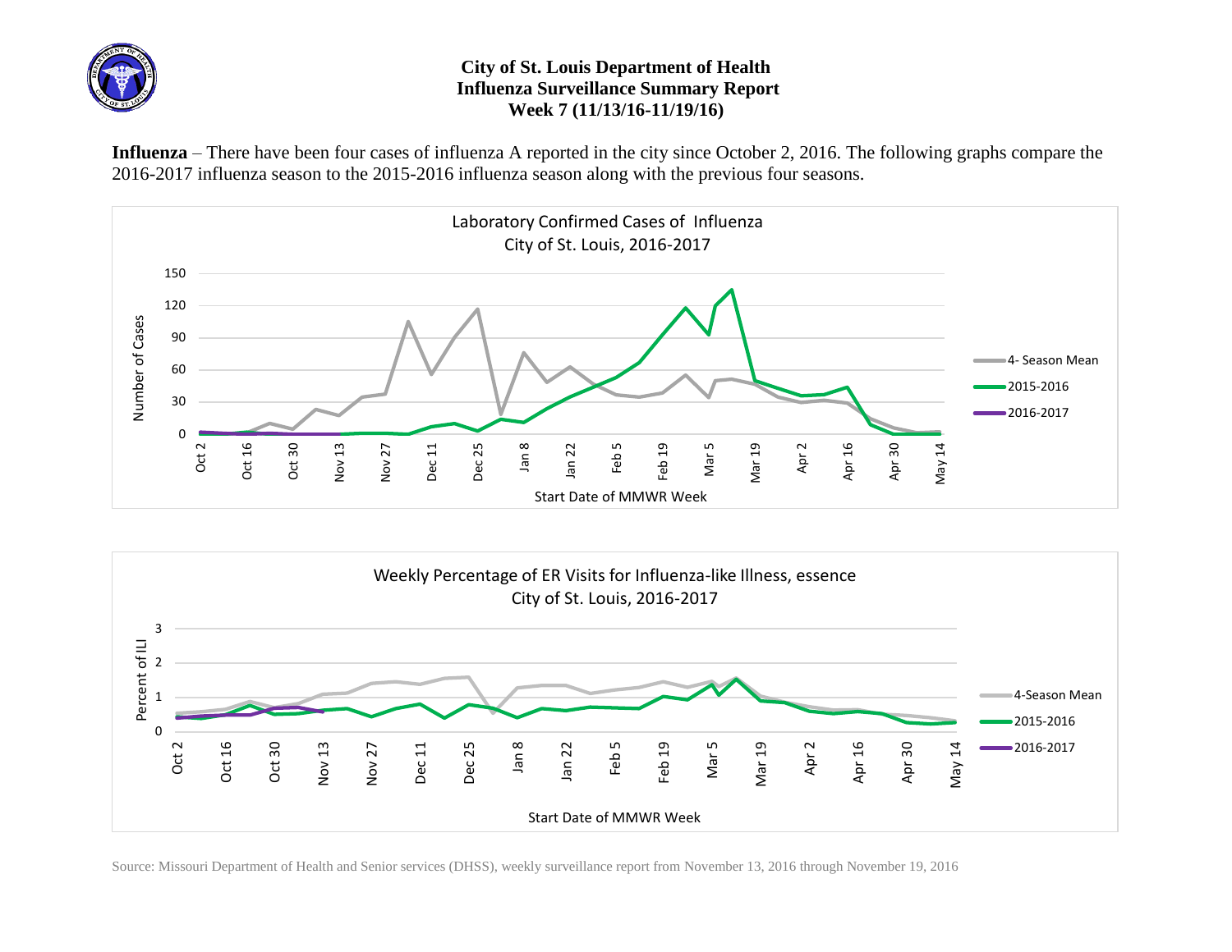# City of St. Louis Department of Health
## Influenza Surveillance Summary Report
### Week 7 (11/13/16-11/19/16)

**Influenza** – There have been four cases of influenza A reported in the city since October 2, 2016. The following graphs compare the 2016-2017 influenza season to the 2015-2016 influenza season along with the previous four seasons.

Laboratory Confirmed Cases of Influenza
City of St. Louis, 2016-2017

Weekly Percentage of ER Visits for Influenza-like Illness, essence
City of St. Louis, 2016-2017

Source: Missouri Department of Health and Senior services (DHSS), weekly surveillance report from November 13, 2016 through November 19, 2016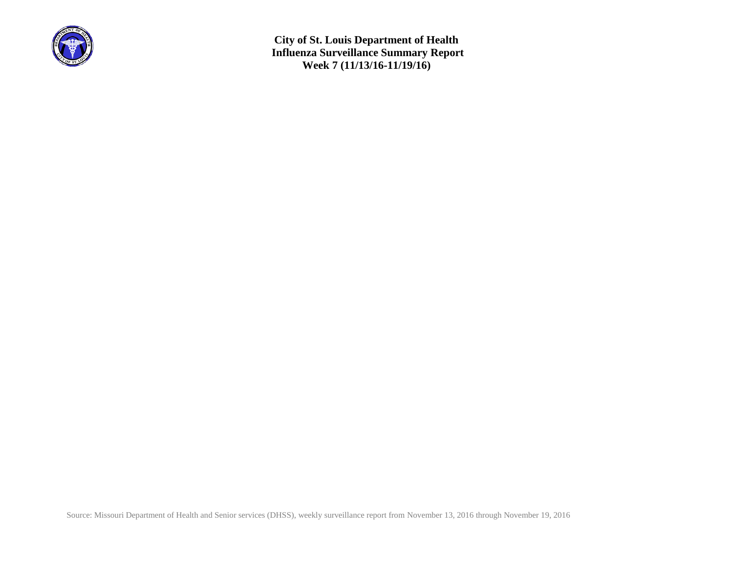**City of St. Louis Department of Health**
**Influenza Surveillance Summary Report**
**Week 7 (11/13/16-11/19/16)**

Source: Missouri Department of Health and Senior services (DHSS), weekly surveillance report from November 13, 2016 through November 19, 2016